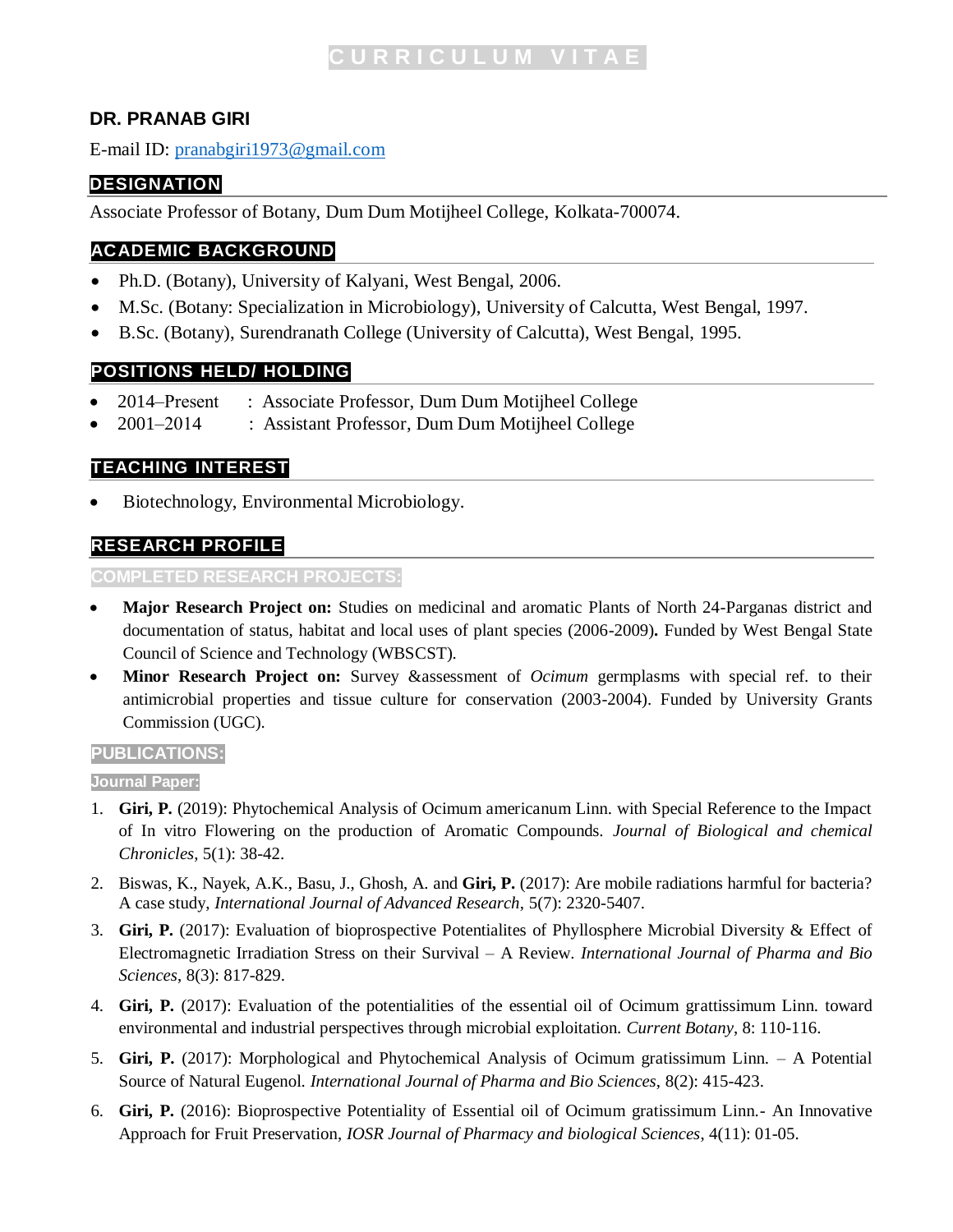# CURRICULUM VITAE

## DR. PRANAB GIRI

E-mail ID: pranabgiri1973@gmail.com

## DESIGNATION

Associate Professor of Botany, Dum Dum Motijheel College, Kolkata-700074.

## ACADEMIC BACKGROUND

- Ph.D. (Botany), University of Kalyani, West Bengal, 2006.
- M.Sc. (Botany: Specialization in Microbiology), University of Calcutta, West Bengal, 1997.
- B.Sc. (Botany), Surendranath College (University of Calcutta), West Bengal, 1995.

## POSITIONS HELD/ HOLDING

- 2014–Present : Associate Professor, Dum Dum Motijheel College
- 2001–2014 : Assistant Professor, Dum Dum Motijheel College

## TEACHING INTEREST

- Biotechnology, Environmental Microbiology.

## RESEARCH PROFILE

### COMPLETED RESEARCH PROJECTS:

- **Major Research Project on:** Studies on medicinal and aromatic Plants of North 24-Parganas district and documentation of status, habitat and local uses of plant species (2006-2009)**.** Funded by West Bengal State Council of Science and Technology (WBSCST).
- **Minor Research Project on:** Survey &assessment of *Ocimum* germplasms with special ref. to their antimicrobial properties and tissue culture for conservation (2003-2004). Funded by University Grants Commission (UGC).

### PUBLICATIONS:

#### Journal Paper:

1. **Giri, P.** (2019): Phytochemical Analysis of Ocimum americanum Linn. with Special Reference to the Impact of In vitro Flowering on the production of Aromatic Compounds. *Journal of Biological and chemical Chronicles*, 5(1): 38-42.
2. Biswas, K., Nayek, A.K., Basu, J., Ghosh, A. and **Giri, P.** (2017): Are mobile radiations harmful for bacteria? A case study, *International Journal of Advanced Research*, 5(7): 2320-5407.
3. **Giri, P.** (2017): Evaluation of bioprospective Potentialites of Phyllosphere Microbial Diversity & Effect of Electromagnetic Irradiation Stress on their Survival – A Review. *International Journal of Pharma and Bio Sciences*, 8(3): 817-829.
4. **Giri, P.** (2017): Evaluation of the potentialities of the essential oil of Ocimum grattissimum Linn. toward environmental and industrial perspectives through microbial exploitation. *Current Botany*, 8: 110-116.
5. **Giri, P.** (2017): Morphological and Phytochemical Analysis of Ocimum gratissimum Linn. – A Potential Source of Natural Eugenol. *International Journal of Pharma and Bio Sciences*, 8(2): 415-423.
6. **Giri, P.** (2016): Bioprospective Potentiality of Essential oil of Ocimum gratissimum Linn.- An Innovative Approach for Fruit Preservation, *IOSR Journal of Pharmacy and biological Sciences*, 4(11): 01-05.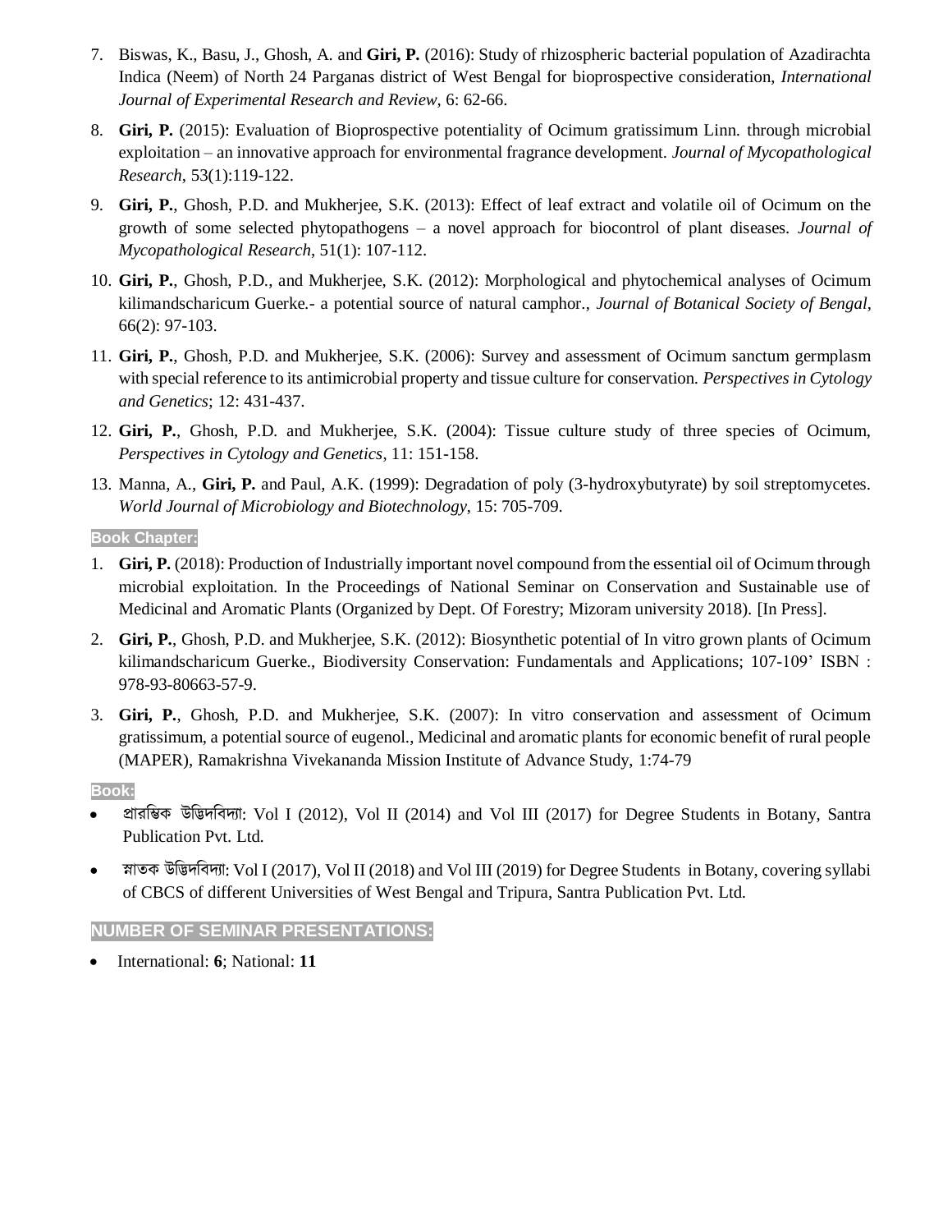7. Biswas, K., Basu, J., Ghosh, A. and **Giri, P.** (2016): Study of rhizospheric bacterial population of Azadirachta Indica (Neem) of North 24 Parganas district of West Bengal for bioprospective consideration, *International Journal of Experimental Research and Review*, 6: 62-66.
8. **Giri, P.** (2015): Evaluation of Bioprospective potentiality of Ocimum gratissimum Linn. through microbial exploitation – an innovative approach for environmental fragrance development. *Journal of Mycopathological Research*, 53(1):119-122.
9. **Giri, P.**, Ghosh, P.D. and Mukherjee, S.K. (2013): Effect of leaf extract and volatile oil of Ocimum on the growth of some selected phytopathogens – a novel approach for biocontrol of plant diseases. *Journal of Mycopathological Research*, 51(1): 107-112.
10. **Giri, P.**, Ghosh, P.D., and Mukherjee, S.K. (2012): Morphological and phytochemical analyses of Ocimum kilimandscharicum Guerke.- a potential source of natural camphor., *Journal of Botanical Society of Bengal*, 66(2): 97-103.
11. **Giri, P.**, Ghosh, P.D. and Mukherjee, S.K. (2006): Survey and assessment of Ocimum sanctum germplasm with special reference to its antimicrobial property and tissue culture for conservation. *Perspectives in Cytology and Genetics*; 12: 431-437.
12. **Giri, P.**, Ghosh, P.D. and Mukherjee, S.K. (2004): Tissue culture study of three species of Ocimum, *Perspectives in Cytology and Genetics*, 11: 151-158.
13. Manna, A., **Giri, P.** and Paul, A.K. (1999): Degradation of poly (3-hydroxybutyrate) by soil streptomycetes. *World Journal of Microbiology and Biotechnology*, 15: 705-709.

**Book Chapter:**

1. **Giri, P.** (2018): Production of Industrially important novel compound from the essential oil of Ocimum through microbial exploitation. In the Proceedings of National Seminar on Conservation and Sustainable use of Medicinal and Aromatic Plants (Organized by Dept. Of Forestry; Mizoram university 2018). [In Press].
2. **Giri, P.**, Ghosh, P.D. and Mukherjee, S.K. (2012): Biosynthetic potential of In vitro grown plants of Ocimum kilimandscharicum Guerke., Biodiversity Conservation: Fundamentals and Applications; 107-109' ISBN : 978-93-80663-57-9.
3. **Giri, P.**, Ghosh, P.D. and Mukherjee, S.K. (2007): In vitro conservation and assessment of Ocimum gratissimum, a potential source of eugenol., Medicinal and aromatic plants for economic benefit of rural people (MAPER), Ramakrishna Vivekananda Mission Institute of Advance Study, 1:74-79

**Book:**

- প্রারম্ভিক উদ্ভিদবিদ্যা: Vol I (2012), Vol II (2014) and Vol III (2017) for Degree Students in Botany, Santra Publication Pvt. Ltd.
- স্নাতক উদ্ভিদবিদ্যা: Vol I (2017), Vol II (2018) and Vol III (2019) for Degree Students in Botany, covering syllabi of CBCS of different Universities of West Bengal and Tripura, Santra Publication Pvt. Ltd.

**NUMBER OF SEMINAR PRESENTATIONS:**

- International: **6**; National: **11**